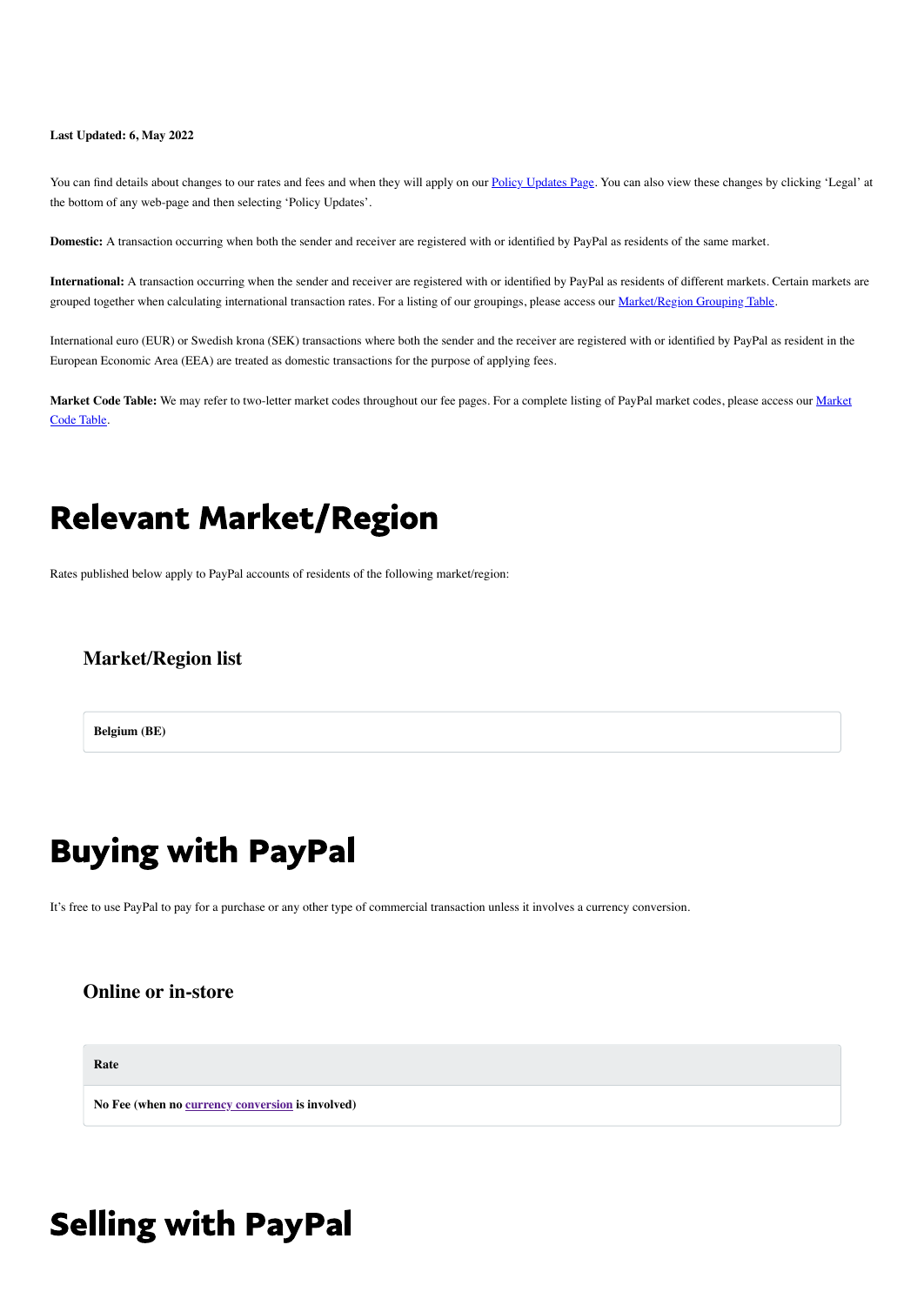**Last Updated: 6, May 2022**

You can find details about changes to our rates and fees and when they will apply on our [Policy Updates Page](). You can also view these changes by clicking 'Legal' at the bottom of any web-page and then selecting 'Policy Updates'.

**Domestic:** A transaction occurring when both the sender and receiver are registered with or identified by PayPal as residents of the same market.

**International:** A transaction occurring when the sender and receiver are registered with or identified by PayPal as residents of different markets. Certain markets are grouped together when calculating international transaction rates. For a listing of our groupings, please access our [Market/Region Grouping Table]().

International euro (EUR) or Swedish krona (SEK) transactions where both the sender and the receiver are registered with or identified by PayPal as resident in the European Economic Area (EEA) are treated as domestic transactions for the purpose of applying fees.

**Market Code Table:** We may refer to two-letter market codes throughout our fee pages. For a complete listing of PayPal market codes, please access our [Market Code Table]().

# Relevant Market/Region

Rates published below apply to PayPal accounts of residents of the following market/region:

### Market/Region list

| Belgium (BE) |
| --- |

# Buying with PayPal

It's free to use PayPal to pay for a purchase or any other type of commercial transaction unless it involves a currency conversion.

### Online or in-store

| Rate |
| --- |
| **No Fee (when no [currency conversion]() is involved)** |

# Selling with PayPal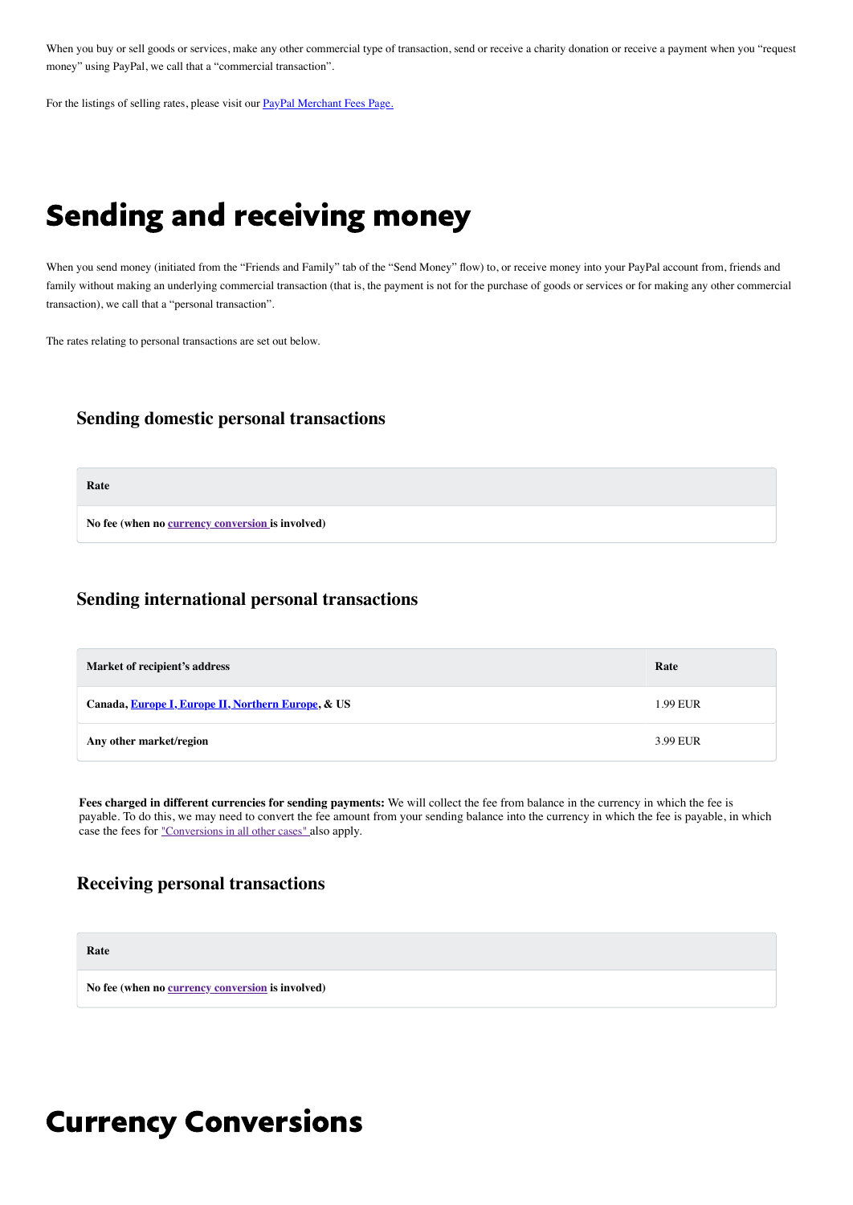When you buy or sell goods or services, make any other commercial type of transaction, send or receive a charity donation or receive a payment when you "request money" using PayPal, we call that a "commercial transaction".

For the listings of selling rates, please visit our [PayPal Merchant Fees Page.]

# Sending and receiving money

When you send money (initiated from the "Friends and Family" tab of the "Send Money" flow) to, or receive money into your PayPal account from, friends and family without making an underlying commercial transaction (that is, the payment is not for the purchase of goods or services or for making any other commercial transaction), we call that a "personal transaction".

The rates relating to personal transactions are set out below.

### Sending domestic personal transactions

| Rate |
| --- |
| **No fee (when no currency conversion is involved)** |

### Sending international personal transactions

| Market of recipient's address | Rate |
| --- | --- |
| **Canada, Europe I, Europe II, Northern Europe, & US** | 1.99 EUR |
| **Any other market/region** | 3.99 EUR |

**Fees charged in different currencies for sending payments:** We will collect the fee from balance in the currency in which the fee is payable. To do this, we may need to convert the fee amount from your sending balance into the currency in which the fee is payable, in which case the fees for "Conversions in all other cases" also apply.

### Receiving personal transactions

| Rate |
| --- |
| **No fee (when no currency conversion is involved)** |

# Currency Conversions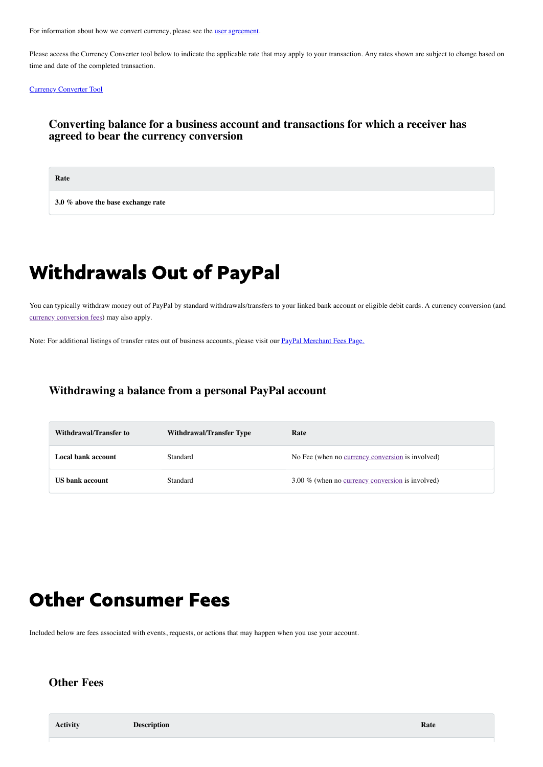For information about how we convert currency, please see the [user agreement](#).

Please access the Currency Converter tool below to indicate the applicable rate that may apply to your transaction. Any rates shown are subject to change based on time and date of the completed transaction.

[Currency Converter Tool](#)

### Converting balance for a business account and transactions for which a receiver has agreed to bear the currency conversion

| Rate |
| --- |
| **3.0 % above the base exchange rate** |

# Withdrawals Out of PayPal

You can typically withdraw money out of PayPal by standard withdrawals/transfers to your linked bank account or eligible debit cards. A currency conversion (and [currency conversion fees](#)) may also apply.

Note: For additional listings of transfer rates out of business accounts, please visit our [PayPal Merchant Fees Page.](#)

### Withdrawing a balance from a personal PayPal account

| Withdrawal/Transfer to | Withdrawal/Transfer Type | Rate |
| --- | --- | --- |
| **Local bank account** | Standard | No Fee (when no [currency conversion](#) is involved) |
| **US bank account** | Standard | 3.00 % (when no [currency conversion](#) is involved) |

# Other Consumer Fees

Included below are fees associated with events, requests, or actions that may happen when you use your account.

### Other Fees

| Activity | Description | Rate |
| --- | --- | --- |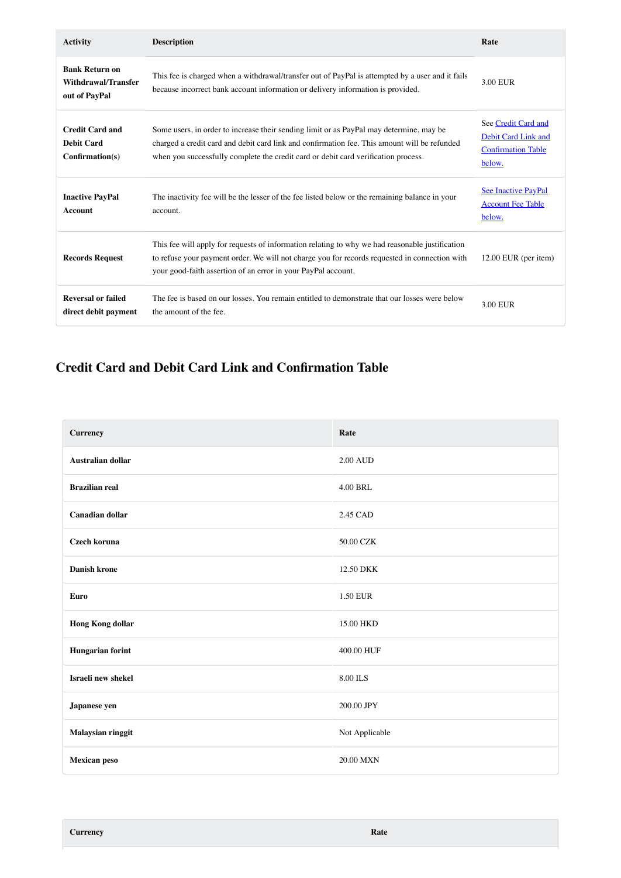| Activity | Description | Rate |
|---|---|---|
| **Bank Return on Withdrawal/Transfer out of PayPal** | This fee is charged when a withdrawal/transfer out of PayPal is attempted by a user and it fails because incorrect bank account information or delivery information is provided. | 3.00 EUR |
| **Credit Card and Debit Card Confirmation(s)** | Some users, in order to increase their sending limit or as PayPal may determine, may be charged a credit card and debit card link and confirmation fee. This amount will be refunded when you successfully complete the credit card or debit card verification process. | See Credit Card and Debit Card Link and Confirmation Table below. |
| **Inactive PayPal Account** | The inactivity fee will be the lesser of the fee listed below or the remaining balance in your account. | See Inactive PayPal Account Fee Table below. |
| **Records Request** | This fee will apply for requests of information relating to why we had reasonable justification to refuse your payment order. We will not charge you for records requested in connection with your good-faith assertion of an error in your PayPal account. | 12.00 EUR (per item) |
| **Reversal or failed direct debit payment** | The fee is based on our losses. You remain entitled to demonstrate that our losses were below the amount of the fee. | 3.00 EUR |

## Credit Card and Debit Card Link and Confirmation Table

| Currency | Rate |
|---|---|
| **Australian dollar** | 2.00 AUD |
| **Brazilian real** | 4.00 BRL |
| **Canadian dollar** | 2.45 CAD |
| **Czech koruna** | 50.00 CZK |
| **Danish krone** | 12.50 DKK |
| **Euro** | 1.50 EUR |
| **Hong Kong dollar** | 15.00 HKD |
| **Hungarian forint** | 400.00 HUF |
| **Israeli new shekel** | 8.00 ILS |
| **Japanese yen** | 200.00 JPY |
| **Malaysian ringgit** | Not Applicable |
| **Mexican peso** | 20.00 MXN |

| Currency | Rate |
|---|---|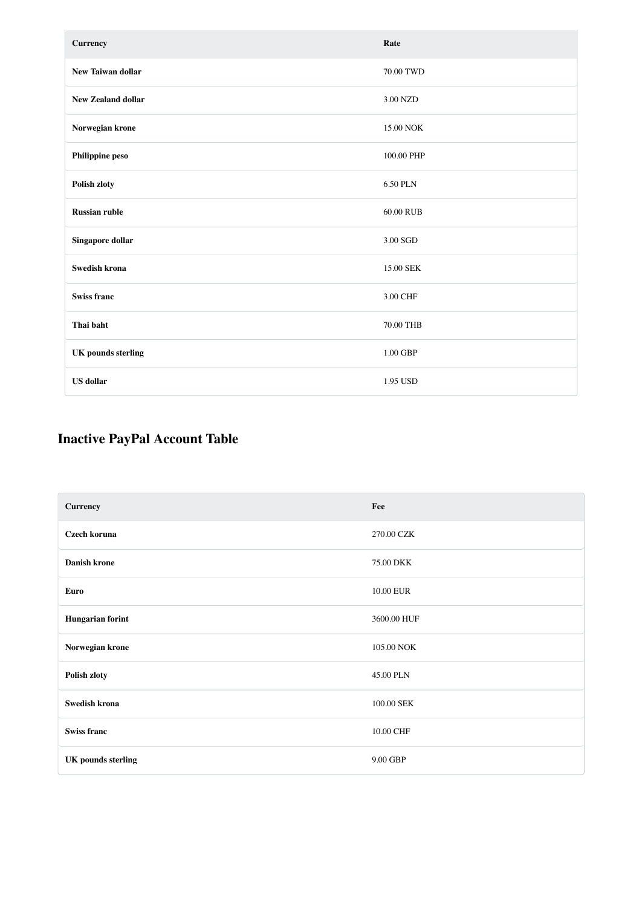| Currency | Rate |
| --- | --- |
| **New Taiwan dollar** | 70.00 TWD |
| **New Zealand dollar** | 3.00 NZD |
| **Norwegian krone** | 15.00 NOK |
| **Philippine peso** | 100.00 PHP |
| **Polish zloty** | 6.50 PLN |
| **Russian ruble** | 60.00 RUB |
| **Singapore dollar** | 3.00 SGD |
| **Swedish krona** | 15.00 SEK |
| **Swiss franc** | 3.00 CHF |
| **Thai baht** | 70.00 THB |
| **UK pounds sterling** | 1.00 GBP |
| **US dollar** | 1.95 USD |

## Inactive PayPal Account Table

| Currency | Fee |
| --- | --- |
| **Czech koruna** | 270.00 CZK |
| **Danish krone** | 75.00 DKK |
| **Euro** | 10.00 EUR |
| **Hungarian forint** | 3600.00 HUF |
| **Norwegian krone** | 105.00 NOK |
| **Polish zloty** | 45.00 PLN |
| **Swedish krona** | 100.00 SEK |
| **Swiss franc** | 10.00 CHF |
| **UK pounds sterling** | 9.00 GBP |